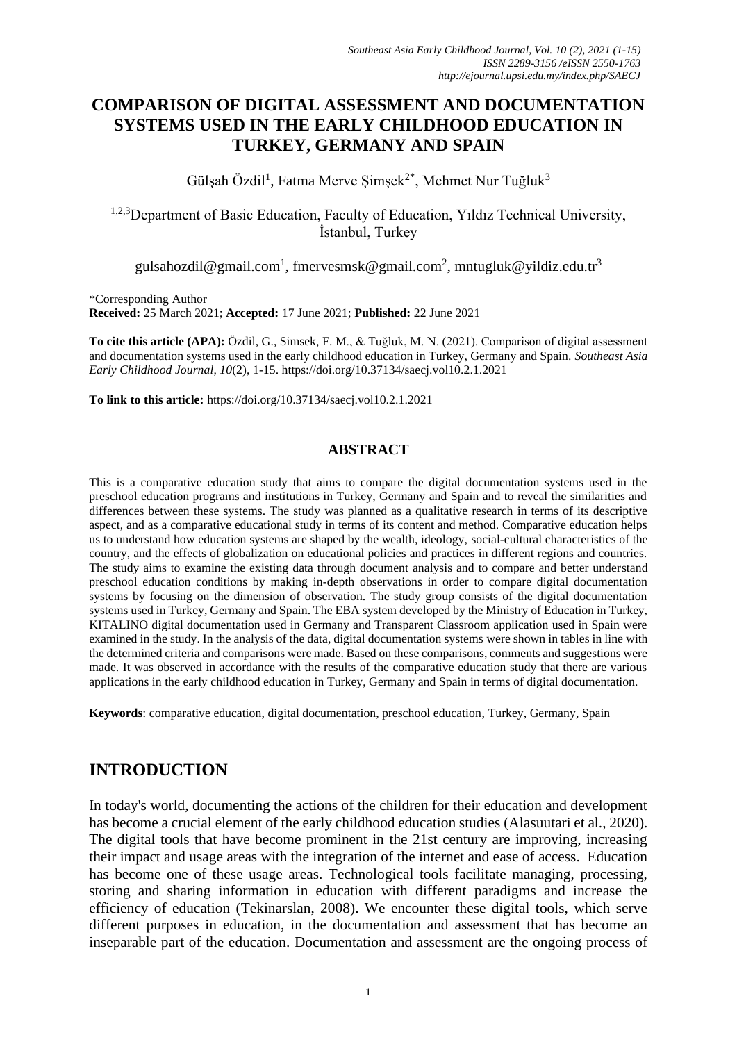# COMPARISON OF DIGITAL ASSESSMENT AND DOCUMENTATION SYSTEMS USED IN THE EARLY CHILDHOOD EDUCATION IN TURKEY, GERMANY AND SPAIN

Gülşah Özdil[1], Fatma Merve Şimşek[2*], Mehmet Nur Tuğluk[3]

[1,2,3]Department of Basic Education, Faculty of Education, Yıldız Technical University, İstanbul, Turkey

gulsahozdil@gmail.com[1], fmervesmsk@gmail.com[2], mntugluk@yildiz.edu.tr[3]

*Corresponding Author

**Received:** 25 March 2021; **Accepted:** 17 June 2021; **Published:** 22 June 2021

**To cite this article (APA):** Özdil, G., Simsek, F. M., & Tuğluk, M. N. (2021). Comparison of digital assessment and documentation systems used in the early childhood education in Turkey, Germany and Spain. *Southeast Asia Early Childhood Journal*, *10*(2), 1-15. https://doi.org/10.37134/saecj.vol10.2.1.2021

**To link to this article:** https://doi.org/10.37134/saecj.vol10.2.1.2021

## ABSTRACT

This is a comparative education study that aims to compare the digital documentation systems used in the preschool education programs and institutions in Turkey, Germany and Spain and to reveal the similarities and differences between these systems. The study was planned as a qualitative research in terms of its descriptive aspect, and as a comparative educational study in terms of its content and method. Comparative education helps us to understand how education systems are shaped by the wealth, ideology, social-cultural characteristics of the country, and the effects of globalization on educational policies and practices in different regions and countries. The study aims to examine the existing data through document analysis and to compare and better understand preschool education conditions by making in-depth observations in order to compare digital documentation systems by focusing on the dimension of observation. The study group consists of the digital documentation systems used in Turkey, Germany and Spain. The EBA system developed by the Ministry of Education in Turkey, KITALINO digital documentation used in Germany and Transparent Classroom application used in Spain were examined in the study. In the analysis of the data, digital documentation systems were shown in tables in line with the determined criteria and comparisons were made. Based on these comparisons, comments and suggestions were made. It was observed in accordance with the results of the comparative education study that there are various applications in the early childhood education in Turkey, Germany and Spain in terms of digital documentation.

**Keywords**: comparative education, digital documentation, preschool education, Turkey, Germany, Spain

## INTRODUCTION

In today's world, documenting the actions of the children for their education and development has become a crucial element of the early childhood education studies (Alasuutari et al., 2020). The digital tools that have become prominent in the 21st century are improving, increasing their impact and usage areas with the integration of the internet and ease of access. Education has become one of these usage areas. Technological tools facilitate managing, processing, storing and sharing information in education with different paradigms and increase the efficiency of education (Tekinarslan, 2008). We encounter these digital tools, which serve different purposes in education, in the documentation and assessment that has become an inseparable part of the education. Documentation and assessment are the ongoing process of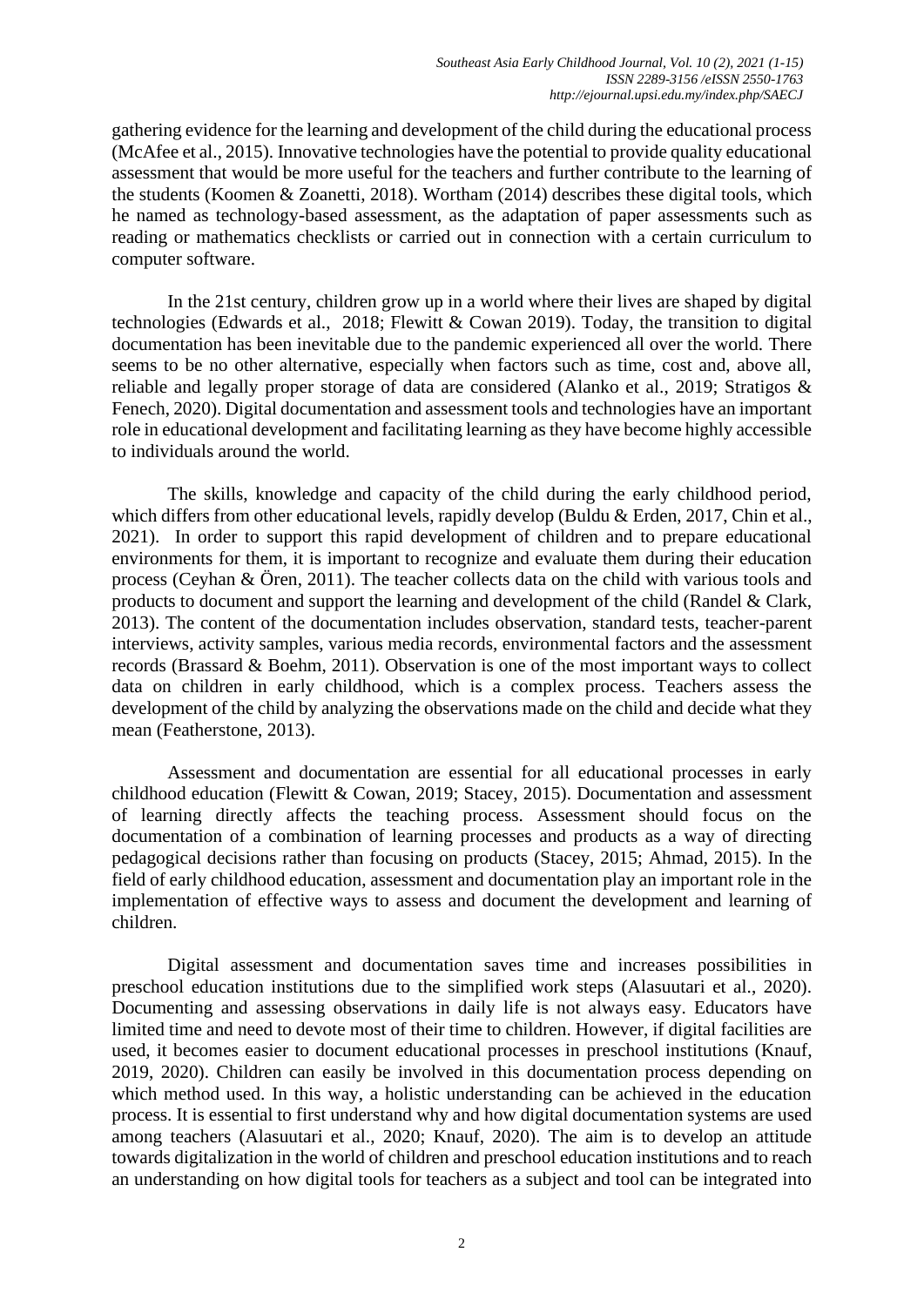gathering evidence for the learning and development of the child during the educational process (McAfee et al., 2015). Innovative technologies have the potential to provide quality educational assessment that would be more useful for the teachers and further contribute to the learning of the students (Koomen & Zoanetti, 2018). Wortham (2014) describes these digital tools, which he named as technology-based assessment, as the adaptation of paper assessments such as reading or mathematics checklists or carried out in connection with a certain curriculum to computer software.

In the 21st century, children grow up in a world where their lives are shaped by digital technologies (Edwards et al., 2018; Flewitt & Cowan 2019). Today, the transition to digital documentation has been inevitable due to the pandemic experienced all over the world. There seems to be no other alternative, especially when factors such as time, cost and, above all, reliable and legally proper storage of data are considered (Alanko et al., 2019; Stratigos & Fenech, 2020). Digital documentation and assessment tools and technologies have an important role in educational development and facilitating learning as they have become highly accessible to individuals around the world.

The skills, knowledge and capacity of the child during the early childhood period, which differs from other educational levels, rapidly develop (Buldu & Erden, 2017, Chin et al., 2021). In order to support this rapid development of children and to prepare educational environments for them, it is important to recognize and evaluate them during their education process (Ceyhan & Ören, 2011). The teacher collects data on the child with various tools and products to document and support the learning and development of the child (Randel & Clark, 2013). The content of the documentation includes observation, standard tests, teacher-parent interviews, activity samples, various media records, environmental factors and the assessment records (Brassard & Boehm, 2011). Observation is one of the most important ways to collect data on children in early childhood, which is a complex process. Teachers assess the development of the child by analyzing the observations made on the child and decide what they mean (Featherstone, 2013).

Assessment and documentation are essential for all educational processes in early childhood education (Flewitt & Cowan, 2019; Stacey, 2015). Documentation and assessment of learning directly affects the teaching process. Assessment should focus on the documentation of a combination of learning processes and products as a way of directing pedagogical decisions rather than focusing on products (Stacey, 2015; Ahmad, 2015). In the field of early childhood education, assessment and documentation play an important role in the implementation of effective ways to assess and document the development and learning of children.

Digital assessment and documentation saves time and increases possibilities in preschool education institutions due to the simplified work steps (Alasuutari et al., 2020). Documenting and assessing observations in daily life is not always easy. Educators have limited time and need to devote most of their time to children. However, if digital facilities are used, it becomes easier to document educational processes in preschool institutions (Knauf, 2019, 2020). Children can easily be involved in this documentation process depending on which method used. In this way, a holistic understanding can be achieved in the education process. It is essential to first understand why and how digital documentation systems are used among teachers (Alasuutari et al., 2020; Knauf, 2020). The aim is to develop an attitude towards digitalization in the world of children and preschool education institutions and to reach an understanding on how digital tools for teachers as a subject and tool can be integrated into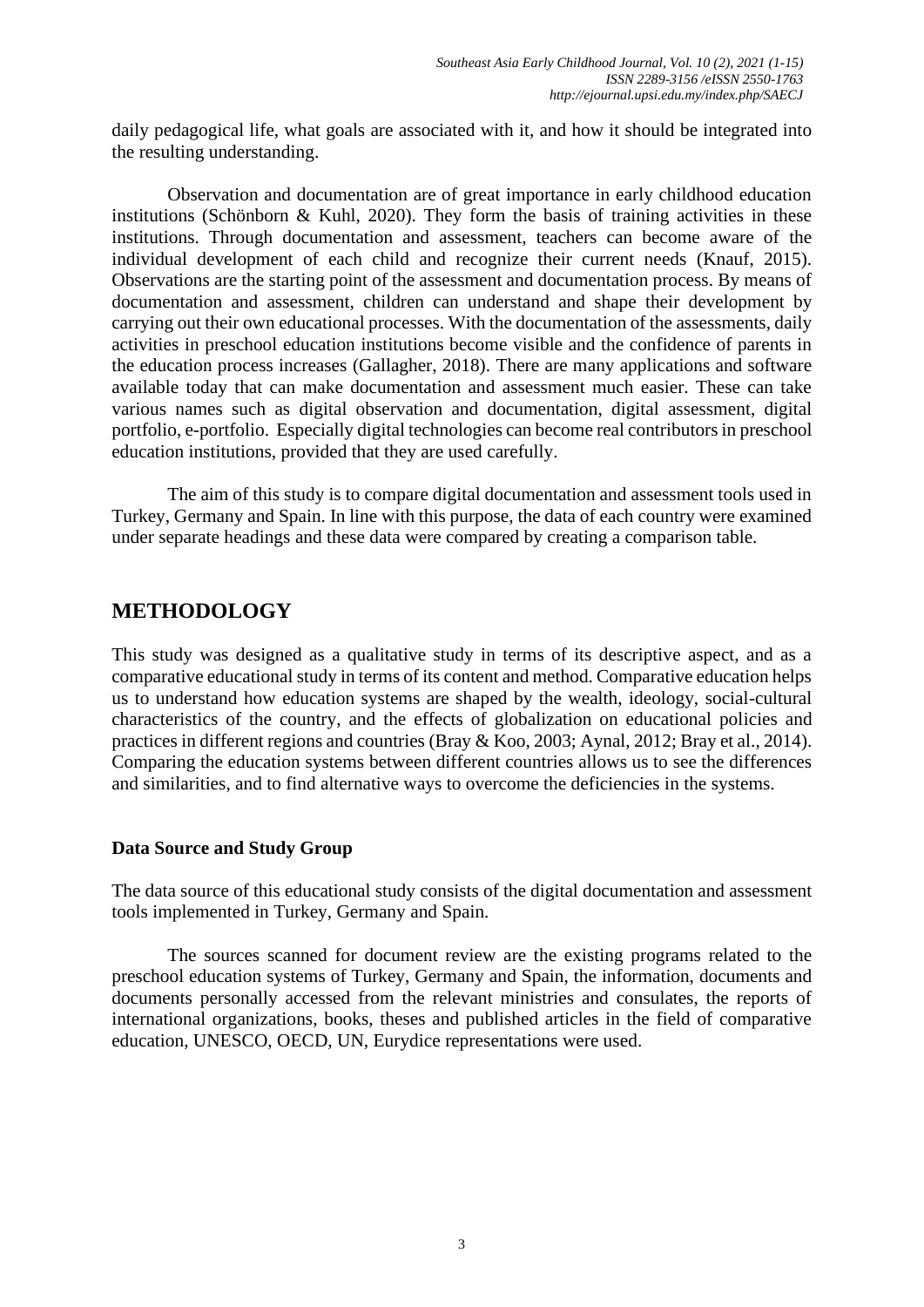daily pedagogical life, what goals are associated with it, and how it should be integrated into the resulting understanding.

Observation and documentation are of great importance in early childhood education institutions (Schönborn & Kuhl, 2020). They form the basis of training activities in these institutions. Through documentation and assessment, teachers can become aware of the individual development of each child and recognize their current needs (Knauf, 2015). Observations are the starting point of the assessment and documentation process. By means of documentation and assessment, children can understand and shape their development by carrying out their own educational processes. With the documentation of the assessments, daily activities in preschool education institutions become visible and the confidence of parents in the education process increases (Gallagher, 2018). There are many applications and software available today that can make documentation and assessment much easier. These can take various names such as digital observation and documentation, digital assessment, digital portfolio, e-portfolio. Especially digital technologies can become real contributors in preschool education institutions, provided that they are used carefully.

The aim of this study is to compare digital documentation and assessment tools used in Turkey, Germany and Spain. In line with this purpose, the data of each country were examined under separate headings and these data were compared by creating a comparison table.

## METHODOLOGY

This study was designed as a qualitative study in terms of its descriptive aspect, and as a comparative educational study in terms of its content and method. Comparative education helps us to understand how education systems are shaped by the wealth, ideology, social-cultural characteristics of the country, and the effects of globalization on educational policies and practices in different regions and countries (Bray & Koo, 2003; Aynal, 2012; Bray et al., 2014). Comparing the education systems between different countries allows us to see the differences and similarities, and to find alternative ways to overcome the deficiencies in the systems.

### Data Source and Study Group

The data source of this educational study consists of the digital documentation and assessment tools implemented in Turkey, Germany and Spain.

The sources scanned for document review are the existing programs related to the preschool education systems of Turkey, Germany and Spain, the information, documents and documents personally accessed from the relevant ministries and consulates, the reports of international organizations, books, theses and published articles in the field of comparative education, UNESCO, OECD, UN, Eurydice representations were used.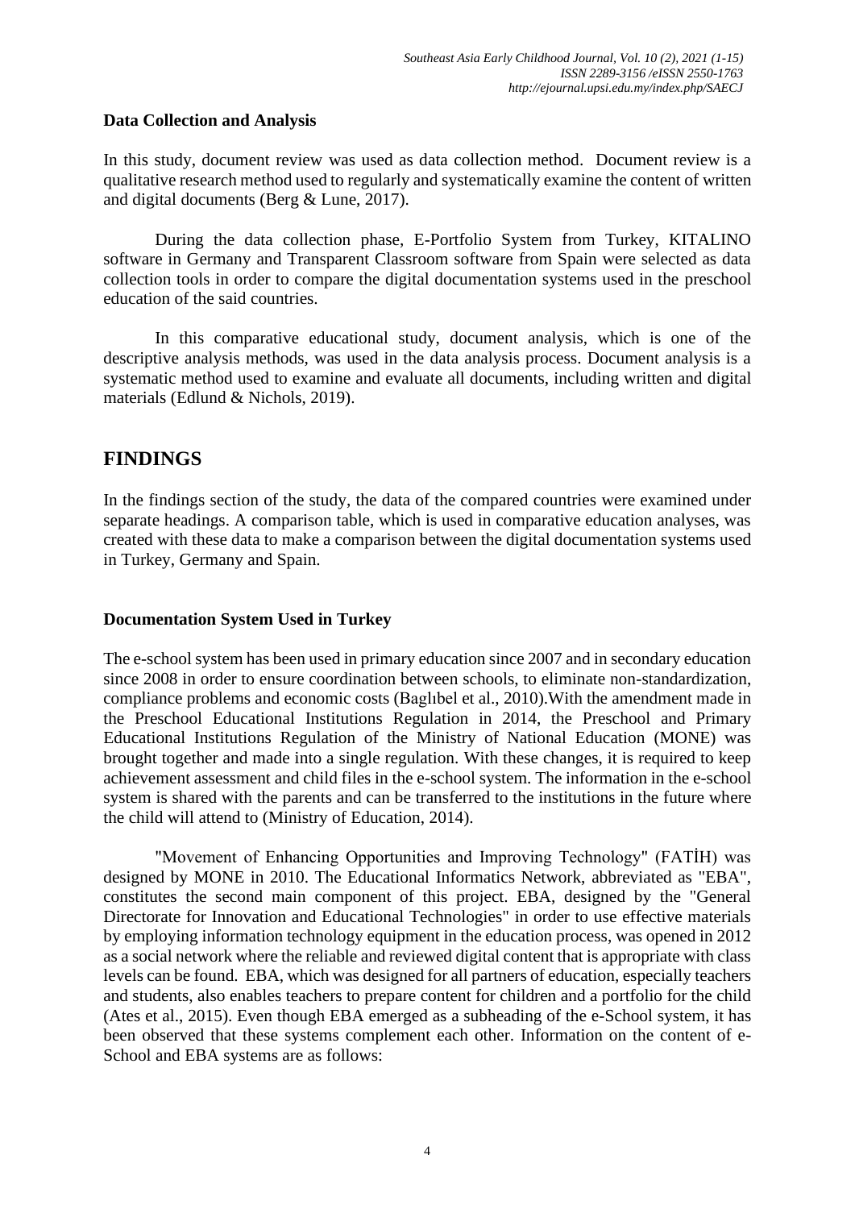### Data Collection and Analysis

In this study, document review was used as data collection method. Document review is a qualitative research method used to regularly and systematically examine the content of written and digital documents (Berg & Lune, 2017).

During the data collection phase, E-Portfolio System from Turkey, KITALINO software in Germany and Transparent Classroom software from Spain were selected as data collection tools in order to compare the digital documentation systems used in the preschool education of the said countries.

In this comparative educational study, document analysis, which is one of the descriptive analysis methods, was used in the data analysis process. Document analysis is a systematic method used to examine and evaluate all documents, including written and digital materials (Edlund & Nichols, 2019).

## FINDINGS

In the findings section of the study, the data of the compared countries were examined under separate headings. A comparison table, which is used in comparative education analyses, was created with these data to make a comparison between the digital documentation systems used in Turkey, Germany and Spain.

### Documentation System Used in Turkey

The e-school system has been used in primary education since 2007 and in secondary education since 2008 in order to ensure coordination between schools, to eliminate non-standardization, compliance problems and economic costs (Baglıbel et al., 2010).With the amendment made in the Preschool Educational Institutions Regulation in 2014, the Preschool and Primary Educational Institutions Regulation of the Ministry of National Education (MONE) was brought together and made into a single regulation. With these changes, it is required to keep achievement assessment and child files in the e-school system. The information in the e-school system is shared with the parents and can be transferred to the institutions in the future where the child will attend to (Ministry of Education, 2014).

"Movement of Enhancing Opportunities and Improving Technology" (FATİH) was designed by MONE in 2010. The Educational Informatics Network, abbreviated as "EBA", constitutes the second main component of this project. EBA, designed by the "General Directorate for Innovation and Educational Technologies" in order to use effective materials by employing information technology equipment in the education process, was opened in 2012 as a social network where the reliable and reviewed digital content that is appropriate with class levels can be found. EBA, which was designed for all partners of education, especially teachers and students, also enables teachers to prepare content for children and a portfolio for the child (Ates et al., 2015). Even though EBA emerged as a subheading of the e-School system, it has been observed that these systems complement each other. Information on the content of e-School and EBA systems are as follows: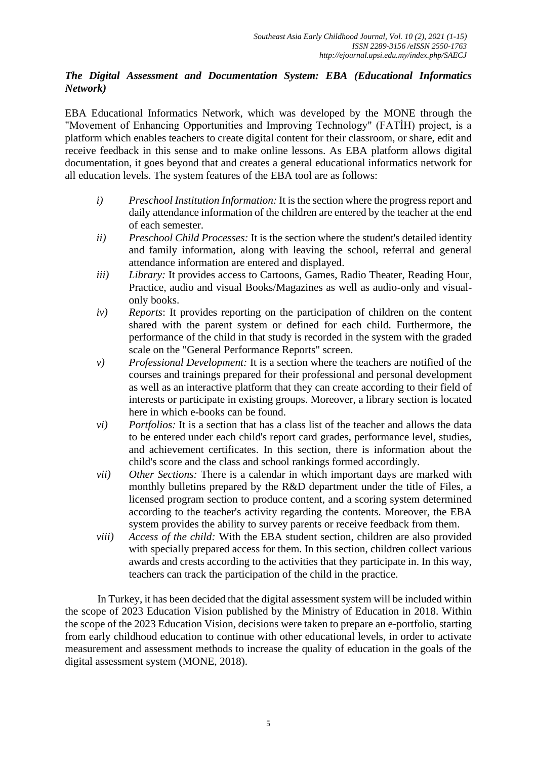### *The Digital Assessment and Documentation System: EBA (Educational Informatics Network)*

EBA Educational Informatics Network, which was developed by the MONE through the "Movement of Enhancing Opportunities and Improving Technology" (FATİH) project, is a platform which enables teachers to create digital content for their classroom, or share, edit and receive feedback in this sense and to make online lessons. As EBA platform allows digital documentation, it goes beyond that and creates a general educational informatics network for all education levels. The system features of the EBA tool are as follows:

- *i)* *Preschool Institution Information:* It is the section where the progress report and daily attendance information of the children are entered by the teacher at the end of each semester.
- *ii)* *Preschool Child Processes:* It is the section where the student's detailed identity and family information, along with leaving the school, referral and general attendance information are entered and displayed.
- *iii)* *Library:* It provides access to Cartoons, Games, Radio Theater, Reading Hour, Practice, audio and visual Books/Magazines as well as audio-only and visual-only books.
- *iv)* *Reports*: It provides reporting on the participation of children on the content shared with the parent system or defined for each child. Furthermore, the performance of the child in that study is recorded in the system with the graded scale on the "General Performance Reports" screen.
- *v)* *Professional Development:* It is a section where the teachers are notified of the courses and trainings prepared for their professional and personal development as well as an interactive platform that they can create according to their field of interests or participate in existing groups. Moreover, a library section is located here in which e-books can be found.
- *vi)* *Portfolios:* It is a section that has a class list of the teacher and allows the data to be entered under each child's report card grades, performance level, studies, and achievement certificates. In this section, there is information about the child's score and the class and school rankings formed accordingly.
- *vii)* *Other Sections:* There is a calendar in which important days are marked with monthly bulletins prepared by the R&D department under the title of Files, a licensed program section to produce content, and a scoring system determined according to the teacher's activity regarding the contents. Moreover, the EBA system provides the ability to survey parents or receive feedback from them.
- *viii)* *Access of the child:* With the EBA student section, children are also provided with specially prepared access for them. In this section, children collect various awards and crests according to the activities that they participate in. In this way, teachers can track the participation of the child in the practice.

In Turkey, it has been decided that the digital assessment system will be included within the scope of 2023 Education Vision published by the Ministry of Education in 2018. Within the scope of the 2023 Education Vision, decisions were taken to prepare an e-portfolio, starting from early childhood education to continue with other educational levels, in order to activate measurement and assessment methods to increase the quality of education in the goals of the digital assessment system (MONE, 2018).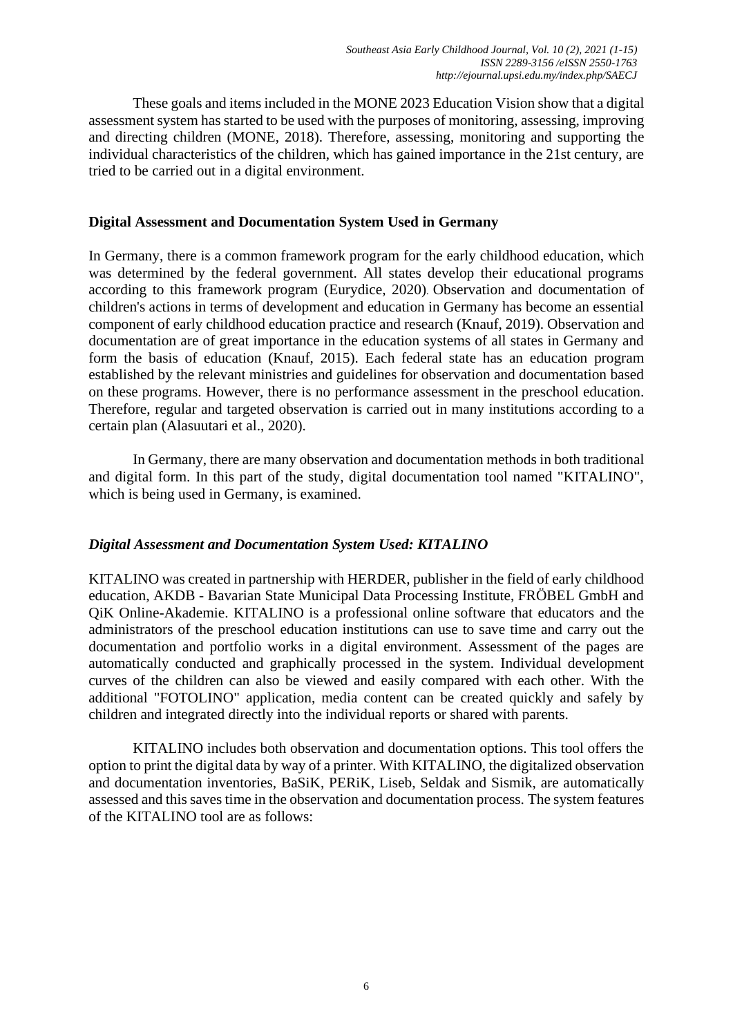These goals and items included in the MONE 2023 Education Vision show that a digital assessment system has started to be used with the purposes of monitoring, assessing, improving and directing children (MONE, 2018). Therefore, assessing, monitoring and supporting the individual characteristics of the children, which has gained importance in the 21st century, are tried to be carried out in a digital environment.

## Digital Assessment and Documentation System Used in Germany

In Germany, there is a common framework program for the early childhood education, which was determined by the federal government. All states develop their educational programs according to this framework program (Eurydice, 2020). Observation and documentation of children's actions in terms of development and education in Germany has become an essential component of early childhood education practice and research (Knauf, 2019). Observation and documentation are of great importance in the education systems of all states in Germany and form the basis of education (Knauf, 2015). Each federal state has an education program established by the relevant ministries and guidelines for observation and documentation based on these programs. However, there is no performance assessment in the preschool education. Therefore, regular and targeted observation is carried out in many institutions according to a certain plan (Alasuutari et al., 2020).

In Germany, there are many observation and documentation methods in both traditional and digital form. In this part of the study, digital documentation tool named "KITALINO", which is being used in Germany, is examined.

### *Digital Assessment and Documentation System Used: KITALINO*

KITALINO was created in partnership with HERDER, publisher in the field of early childhood education, AKDB - Bavarian State Municipal Data Processing Institute, FRÖBEL GmbH and QiK Online-Akademie. KITALINO is a professional online software that educators and the administrators of the preschool education institutions can use to save time and carry out the documentation and portfolio works in a digital environment. Assessment of the pages are automatically conducted and graphically processed in the system. Individual development curves of the children can also be viewed and easily compared with each other. With the additional "FOTOLINO" application, media content can be created quickly and safely by children and integrated directly into the individual reports or shared with parents.

KITALINO includes both observation and documentation options. This tool offers the option to print the digital data by way of a printer. With KITALINO, the digitalized observation and documentation inventories, BaSiK, PERiK, Liseb, Seldak and Sismik, are automatically assessed and this saves time in the observation and documentation process. The system features of the KITALINO tool are as follows: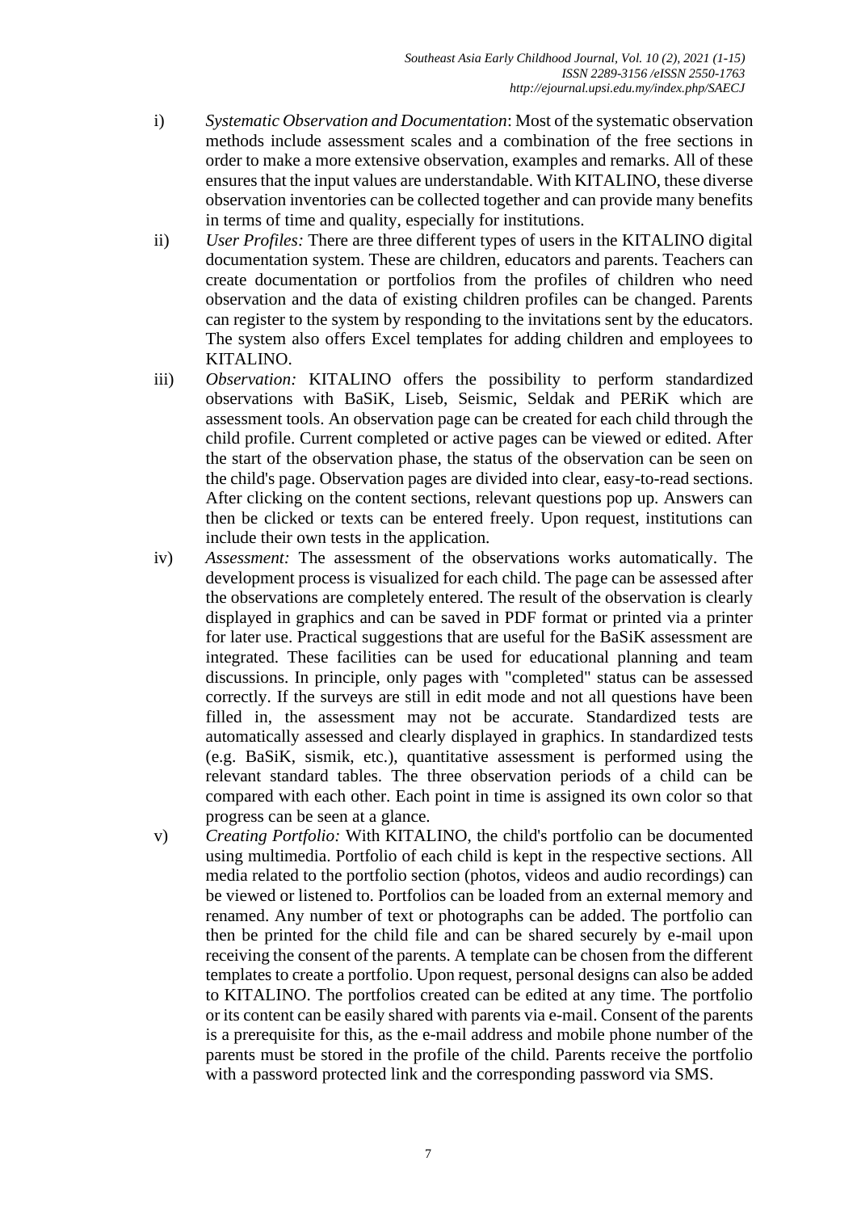i) *Systematic Observation and Documentation*: Most of the systematic observation methods include assessment scales and a combination of the free sections in order to make a more extensive observation, examples and remarks. All of these ensures that the input values are understandable. With KITALINO, these diverse observation inventories can be collected together and can provide many benefits in terms of time and quality, especially for institutions.

ii) *User Profiles:* There are three different types of users in the KITALINO digital documentation system. These are children, educators and parents. Teachers can create documentation or portfolios from the profiles of children who need observation and the data of existing children profiles can be changed. Parents can register to the system by responding to the invitations sent by the educators. The system also offers Excel templates for adding children and employees to KITALINO.

iii) *Observation:* KITALINO offers the possibility to perform standardized observations with BaSiK, Liseb, Seismic, Seldak and PERiK which are assessment tools. An observation page can be created for each child through the child profile. Current completed or active pages can be viewed or edited. After the start of the observation phase, the status of the observation can be seen on the child's page. Observation pages are divided into clear, easy-to-read sections. After clicking on the content sections, relevant questions pop up. Answers can then be clicked or texts can be entered freely. Upon request, institutions can include their own tests in the application.

iv) *Assessment:* The assessment of the observations works automatically. The development process is visualized for each child. The page can be assessed after the observations are completely entered. The result of the observation is clearly displayed in graphics and can be saved in PDF format or printed via a printer for later use. Practical suggestions that are useful for the BaSiK assessment are integrated. These facilities can be used for educational planning and team discussions. In principle, only pages with "completed" status can be assessed correctly. If the surveys are still in edit mode and not all questions have been filled in, the assessment may not be accurate. Standardized tests are automatically assessed and clearly displayed in graphics. In standardized tests (e.g. BaSiK, sismik, etc.), quantitative assessment is performed using the relevant standard tables. The three observation periods of a child can be compared with each other. Each point in time is assigned its own color so that progress can be seen at a glance.

v) *Creating Portfolio:* With KITALINO, the child's portfolio can be documented using multimedia. Portfolio of each child is kept in the respective sections. All media related to the portfolio section (photos, videos and audio recordings) can be viewed or listened to. Portfolios can be loaded from an external memory and renamed. Any number of text or photographs can be added. The portfolio can then be printed for the child file and can be shared securely by e-mail upon receiving the consent of the parents. A template can be chosen from the different templates to create a portfolio. Upon request, personal designs can also be added to KITALINO. The portfolios created can be edited at any time. The portfolio or its content can be easily shared with parents via e-mail. Consent of the parents is a prerequisite for this, as the e-mail address and mobile phone number of the parents must be stored in the profile of the child. Parents receive the portfolio with a password protected link and the corresponding password via SMS.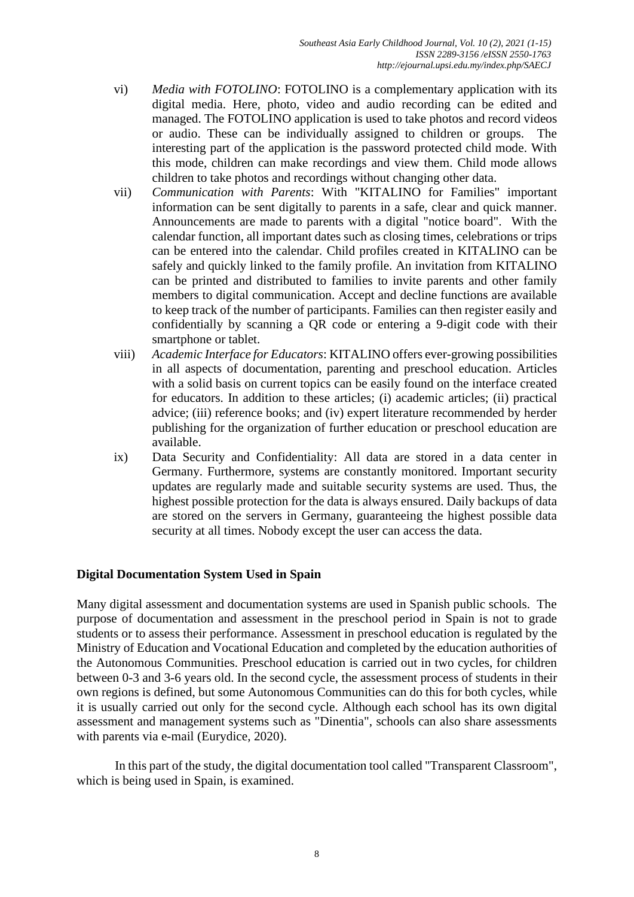vi) *Media with FOTOLINO*: FOTOLINO is a complementary application with its digital media. Here, photo, video and audio recording can be edited and managed. The FOTOLINO application is used to take photos and record videos or audio. These can be individually assigned to children or groups. The interesting part of the application is the password protected child mode. With this mode, children can make recordings and view them. Child mode allows children to take photos and recordings without changing other data.

vii) *Communication with Parents*: With "KITALINO for Families" important information can be sent digitally to parents in a safe, clear and quick manner. Announcements are made to parents with a digital "notice board". With the calendar function, all important dates such as closing times, celebrations or trips can be entered into the calendar. Child profiles created in KITALINO can be safely and quickly linked to the family profile. An invitation from KITALINO can be printed and distributed to families to invite parents and other family members to digital communication. Accept and decline functions are available to keep track of the number of participants. Families can then register easily and confidentially by scanning a QR code or entering a 9-digit code with their smartphone or tablet.

viii) *Academic Interface for Educators*: KITALINO offers ever-growing possibilities in all aspects of documentation, parenting and preschool education. Articles with a solid basis on current topics can be easily found on the interface created for educators. In addition to these articles; (i) academic articles; (ii) practical advice; (iii) reference books; and (iv) expert literature recommended by herder publishing for the organization of further education or preschool education are available.

ix) Data Security and Confidentiality: All data are stored in a data center in Germany. Furthermore, systems are constantly monitored. Important security updates are regularly made and suitable security systems are used. Thus, the highest possible protection for the data is always ensured. Daily backups of data are stored on the servers in Germany, guaranteeing the highest possible data security at all times. Nobody except the user can access the data.

## Digital Documentation System Used in Spain

Many digital assessment and documentation systems are used in Spanish public schools. The purpose of documentation and assessment in the preschool period in Spain is not to grade students or to assess their performance. Assessment in preschool education is regulated by the Ministry of Education and Vocational Education and completed by the education authorities of the Autonomous Communities. Preschool education is carried out in two cycles, for children between 0-3 and 3-6 years old. In the second cycle, the assessment process of students in their own regions is defined, but some Autonomous Communities can do this for both cycles, while it is usually carried out only for the second cycle. Although each school has its own digital assessment and management systems such as "Dinentia", schools can also share assessments with parents via e-mail (Eurydice, 2020).

In this part of the study, the digital documentation tool called "Transparent Classroom", which is being used in Spain, is examined.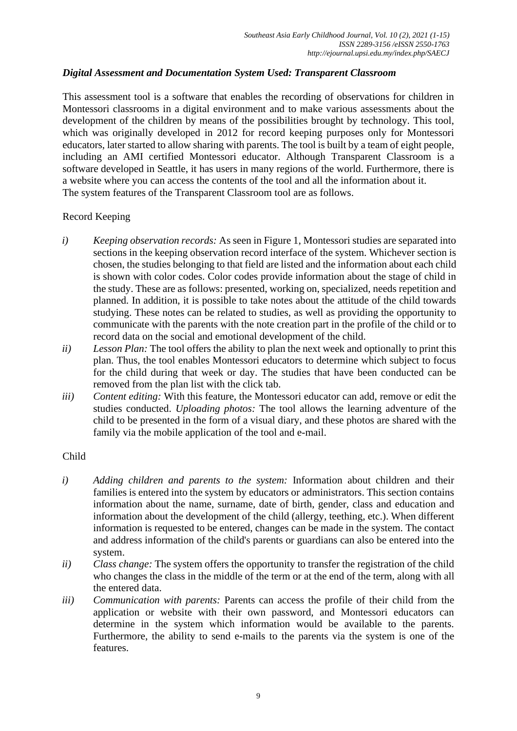### ***Digital Assessment and Documentation System Used: Transparent Classroom***

This assessment tool is a software that enables the recording of observations for children in Montessori classrooms in a digital environment and to make various assessments about the development of the children by means of the possibilities brought by technology. This tool, which was originally developed in 2012 for record keeping purposes only for Montessori educators, later started to allow sharing with parents. The tool is built by a team of eight people, including an AMI certified Montessori educator. Although Transparent Classroom is a software developed in Seattle, it has users in many regions of the world. Furthermore, there is a website where you can access the contents of the tool and all the information about it.
The system features of the Transparent Classroom tool are as follows.

Record Keeping

*i)* *Keeping observation records:* As seen in Figure 1, Montessori studies are separated into sections in the keeping observation record interface of the system. Whichever section is chosen, the studies belonging to that field are listed and the information about each child is shown with color codes. Color codes provide information about the stage of child in the study. These are as follows: presented, working on, specialized, needs repetition and planned. In addition, it is possible to take notes about the attitude of the child towards studying. These notes can be related to studies, as well as providing the opportunity to communicate with the parents with the note creation part in the profile of the child or to record data on the social and emotional development of the child.

*ii)* *Lesson Plan:* The tool offers the ability to plan the next week and optionally to print this plan. Thus, the tool enables Montessori educators to determine which subject to focus for the child during that week or day. The studies that have been conducted can be removed from the plan list with the click tab.

*iii)* *Content editing:* With this feature, the Montessori educator can add, remove or edit the studies conducted. *Uploading photos:* The tool allows the learning adventure of the child to be presented in the form of a visual diary, and these photos are shared with the family via the mobile application of the tool and e-mail.

Child

*i)* *Adding children and parents to the system:* Information about children and their families is entered into the system by educators or administrators. This section contains information about the name, surname, date of birth, gender, class and education and information about the development of the child (allergy, teething, etc.). When different information is requested to be entered, changes can be made in the system. The contact and address information of the child's parents or guardians can also be entered into the system.

*ii)* *Class change:* The system offers the opportunity to transfer the registration of the child who changes the class in the middle of the term or at the end of the term, along with all the entered data.

*iii)* *Communication with parents:* Parents can access the profile of their child from the application or website with their own password, and Montessori educators can determine in the system which information would be available to the parents. Furthermore, the ability to send e-mails to the parents via the system is one of the features.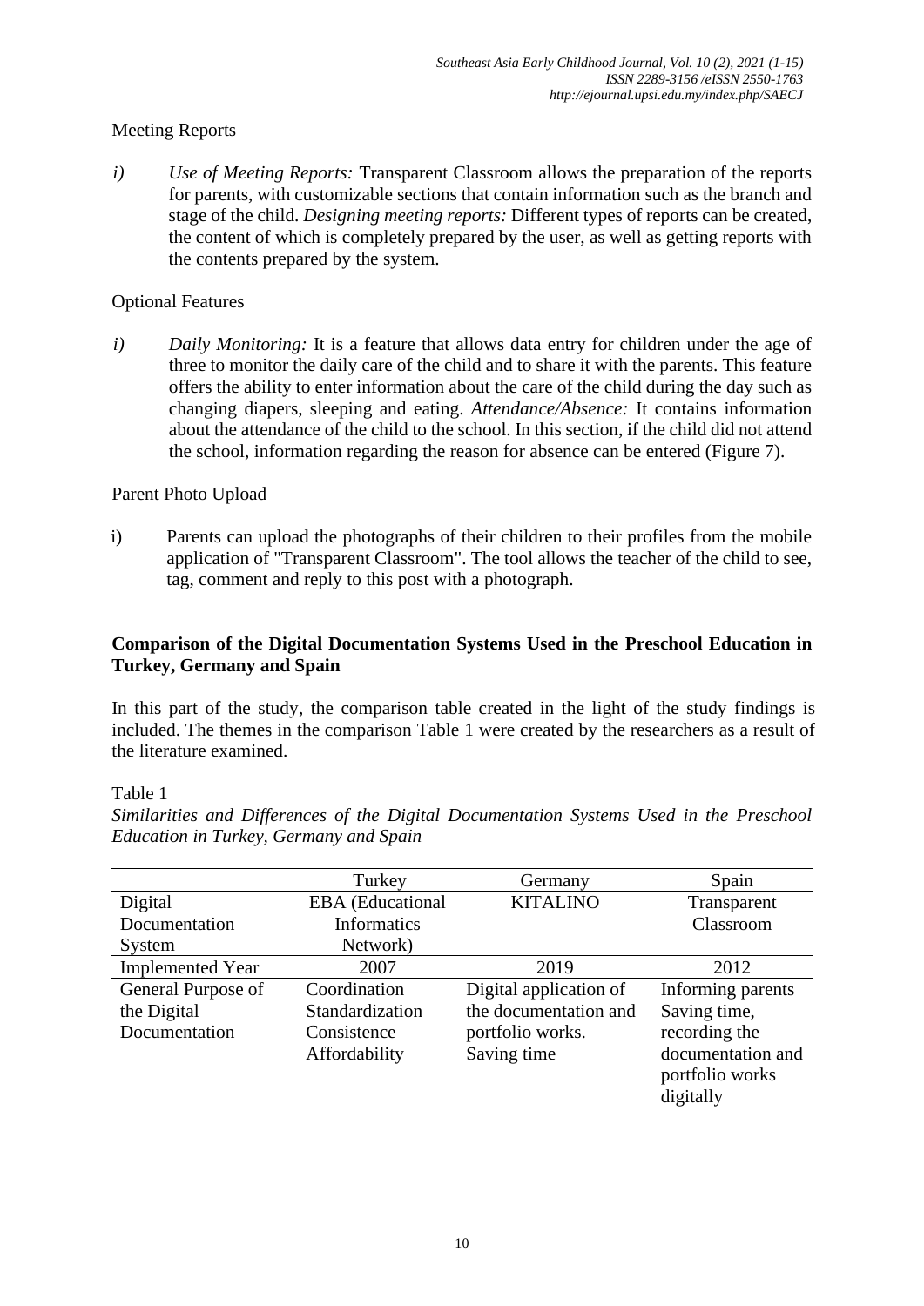Meeting Reports

*i)* *Use of Meeting Reports:* Transparent Classroom allows the preparation of the reports for parents, with customizable sections that contain information such as the branch and stage of the child. *Designing meeting reports:* Different types of reports can be created, the content of which is completely prepared by the user, as well as getting reports with the contents prepared by the system.

Optional Features

*i)* *Daily Monitoring:* It is a feature that allows data entry for children under the age of three to monitor the daily care of the child and to share it with the parents. This feature offers the ability to enter information about the care of the child during the day such as changing diapers, sleeping and eating. *Attendance/Absence:* It contains information about the attendance of the child to the school. In this section, if the child did not attend the school, information regarding the reason for absence can be entered (Figure 7).

Parent Photo Upload

i) Parents can upload the photographs of their children to their profiles from the mobile application of "Transparent Classroom". The tool allows the teacher of the child to see, tag, comment and reply to this post with a photograph.

**Comparison of the Digital Documentation Systems Used in the Preschool Education in Turkey, Germany and Spain**

In this part of the study, the comparison table created in the light of the study findings is included. The themes in the comparison Table 1 were created by the researchers as a result of the literature examined.

Table 1

*Similarities and Differences of the Digital Documentation Systems Used in the Preschool Education in Turkey, Germany and Spain*

| | Turkey | Germany | Spain |
|---|---|---|---|
| Digital Documentation System | EBA (Educational Informatics Network) | KITALINO | Transparent Classroom |
| Implemented Year | 2007 | 2019 | 2012 |
| General Purpose of the Digital Documentation | Coordination<br>Standardization<br>Consistence<br>Affordability | Digital application of the documentation and portfolio works.<br>Saving time | Informing parents<br>Saving time, recording the documentation and portfolio works digitally |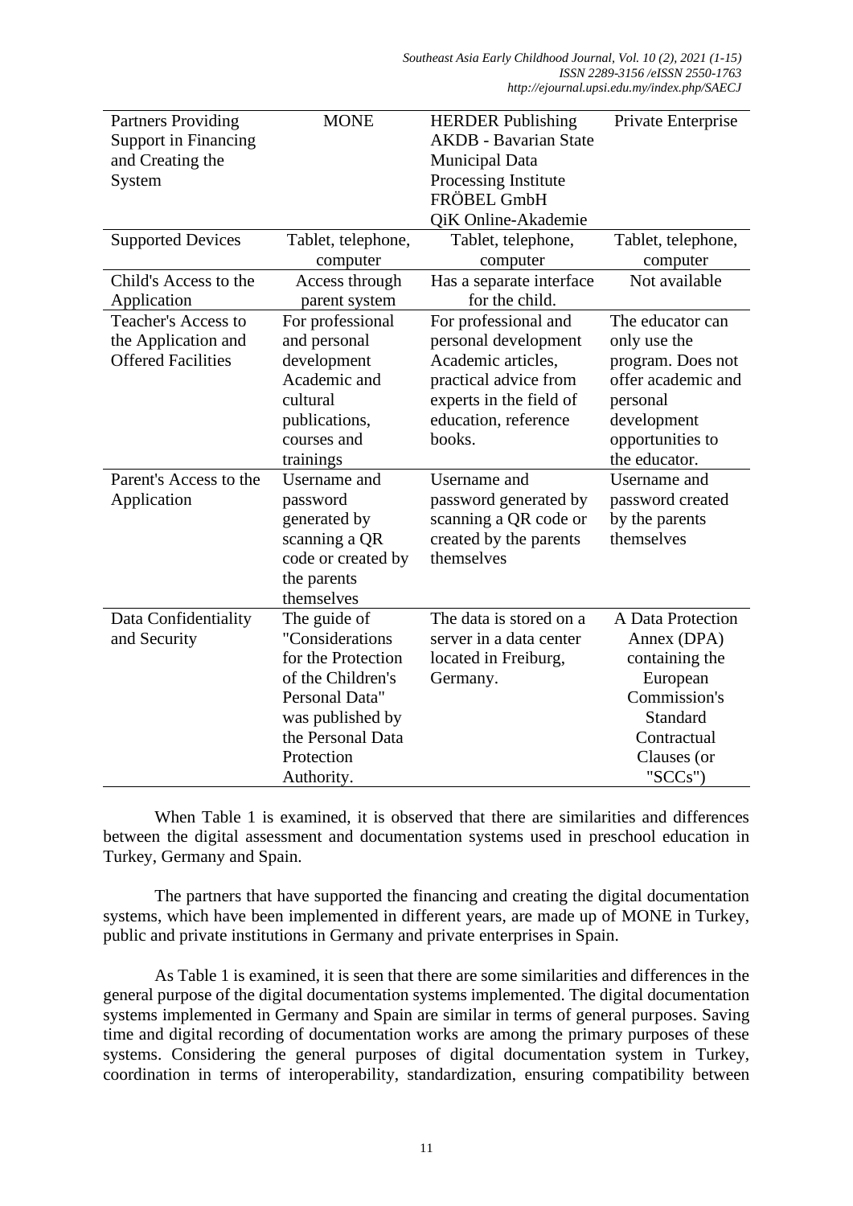| Partners Providing Support in Financing and Creating the System | MONE | HERDER Publishing<br>AKDB - Bavarian State Municipal Data Processing Institute<br>FRÖBEL GmbH<br>QiK Online-Akademie | Private Enterprise |
|---|---|---|---|
| Supported Devices | Tablet, telephone, computer | Tablet, telephone, computer | Tablet, telephone, computer |
| Child's Access to the Application | Access through parent system | Has a separate interface for the child. | Not available |
| Teacher's Access to the Application and Offered Facilities | For professional and personal development Academic and cultural publications, courses and trainings | For professional and personal development Academic articles, practical advice from experts in the field of education, reference books. | The educator can only use the program. Does not offer academic and personal development opportunities to the educator. |
| Parent's Access to the Application | Username and password generated by scanning a QR code or created by the parents themselves | Username and password generated by scanning a QR code or created by the parents themselves | Username and password created by the parents themselves |
| Data Confidentiality and Security | The guide of "Considerations for the Protection of the Children's Personal Data" was published by the Personal Data Protection Authority. | The data is stored on a server in a data center located in Freiburg, Germany. | A Data Protection Annex (DPA) containing the European Commission's Standard Contractual Clauses (or "SCCs") |

When Table 1 is examined, it is observed that there are similarities and differences between the digital assessment and documentation systems used in preschool education in Turkey, Germany and Spain.

The partners that have supported the financing and creating the digital documentation systems, which have been implemented in different years, are made up of MONE in Turkey, public and private institutions in Germany and private enterprises in Spain.

As Table 1 is examined, it is seen that there are some similarities and differences in the general purpose of the digital documentation systems implemented. The digital documentation systems implemented in Germany and Spain are similar in terms of general purposes. Saving time and digital recording of documentation works are among the primary purposes of these systems. Considering the general purposes of digital documentation system in Turkey, coordination in terms of interoperability, standardization, ensuring compatibility between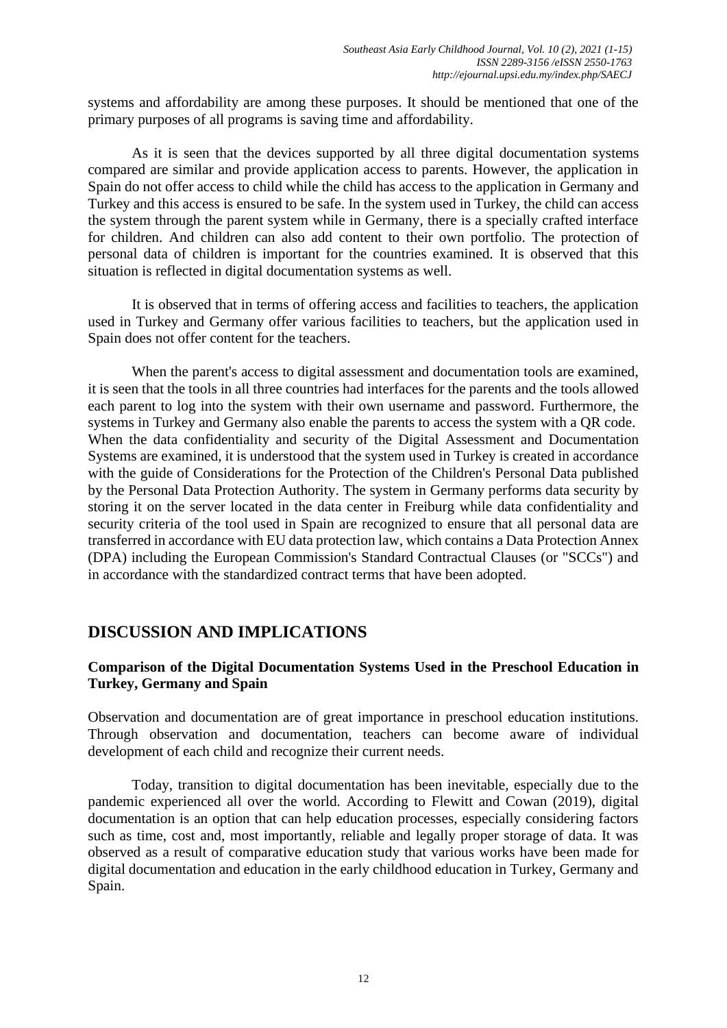systems and affordability are among these purposes. It should be mentioned that one of the primary purposes of all programs is saving time and affordability.

As it is seen that the devices supported by all three digital documentation systems compared are similar and provide application access to parents. However, the application in Spain do not offer access to child while the child has access to the application in Germany and Turkey and this access is ensured to be safe. In the system used in Turkey, the child can access the system through the parent system while in Germany, there is a specially crafted interface for children. And children can also add content to their own portfolio. The protection of personal data of children is important for the countries examined. It is observed that this situation is reflected in digital documentation systems as well.

It is observed that in terms of offering access and facilities to teachers, the application used in Turkey and Germany offer various facilities to teachers, but the application used in Spain does not offer content for the teachers.

When the parent's access to digital assessment and documentation tools are examined, it is seen that the tools in all three countries had interfaces for the parents and the tools allowed each parent to log into the system with their own username and password. Furthermore, the systems in Turkey and Germany also enable the parents to access the system with a QR code. When the data confidentiality and security of the Digital Assessment and Documentation Systems are examined, it is understood that the system used in Turkey is created in accordance with the guide of Considerations for the Protection of the Children's Personal Data published by the Personal Data Protection Authority. The system in Germany performs data security by storing it on the server located in the data center in Freiburg while data confidentiality and security criteria of the tool used in Spain are recognized to ensure that all personal data are transferred in accordance with EU data protection law, which contains a Data Protection Annex (DPA) including the European Commission's Standard Contractual Clauses (or "SCCs") and in accordance with the standardized contract terms that have been adopted.

## DISCUSSION AND IMPLICATIONS

### Comparison of the Digital Documentation Systems Used in the Preschool Education in Turkey, Germany and Spain

Observation and documentation are of great importance in preschool education institutions. Through observation and documentation, teachers can become aware of individual development of each child and recognize their current needs.

Today, transition to digital documentation has been inevitable, especially due to the pandemic experienced all over the world. According to Flewitt and Cowan (2019), digital documentation is an option that can help education processes, especially considering factors such as time, cost and, most importantly, reliable and legally proper storage of data. It was observed as a result of comparative education study that various works have been made for digital documentation and education in the early childhood education in Turkey, Germany and Spain.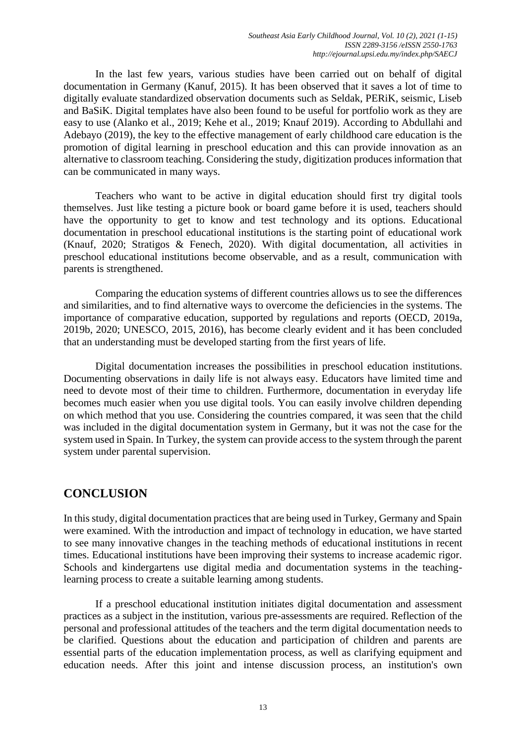In the last few years, various studies have been carried out on behalf of digital documentation in Germany (Kanuf, 2015). It has been observed that it saves a lot of time to digitally evaluate standardized observation documents such as Seldak, PERiK, seismic, Liseb and BaSiK. Digital templates have also been found to be useful for portfolio work as they are easy to use (Alanko et al., 2019; Kehe et al., 2019; Knauf 2019). According to Abdullahi and Adebayo (2019), the key to the effective management of early childhood care education is the promotion of digital learning in preschool education and this can provide innovation as an alternative to classroom teaching. Considering the study, digitization produces information that can be communicated in many ways.

Teachers who want to be active in digital education should first try digital tools themselves. Just like testing a picture book or board game before it is used, teachers should have the opportunity to get to know and test technology and its options. Educational documentation in preschool educational institutions is the starting point of educational work (Knauf, 2020; Stratigos & Fenech, 2020). With digital documentation, all activities in preschool educational institutions become observable, and as a result, communication with parents is strengthened.

Comparing the education systems of different countries allows us to see the differences and similarities, and to find alternative ways to overcome the deficiencies in the systems. The importance of comparative education, supported by regulations and reports (OECD, 2019a, 2019b, 2020; UNESCO, 2015, 2016), has become clearly evident and it has been concluded that an understanding must be developed starting from the first years of life.

Digital documentation increases the possibilities in preschool education institutions. Documenting observations in daily life is not always easy. Educators have limited time and need to devote most of their time to children. Furthermore, documentation in everyday life becomes much easier when you use digital tools. You can easily involve children depending on which method that you use. Considering the countries compared, it was seen that the child was included in the digital documentation system in Germany, but it was not the case for the system used in Spain. In Turkey, the system can provide access to the system through the parent system under parental supervision.

## CONCLUSION

In this study, digital documentation practices that are being used in Turkey, Germany and Spain were examined. With the introduction and impact of technology in education, we have started to see many innovative changes in the teaching methods of educational institutions in recent times. Educational institutions have been improving their systems to increase academic rigor. Schools and kindergartens use digital media and documentation systems in the teaching-learning process to create a suitable learning among students.

If a preschool educational institution initiates digital documentation and assessment practices as a subject in the institution, various pre-assessments are required. Reflection of the personal and professional attitudes of the teachers and the term digital documentation needs to be clarified. Questions about the education and participation of children and parents are essential parts of the education implementation process, as well as clarifying equipment and education needs. After this joint and intense discussion process, an institution's own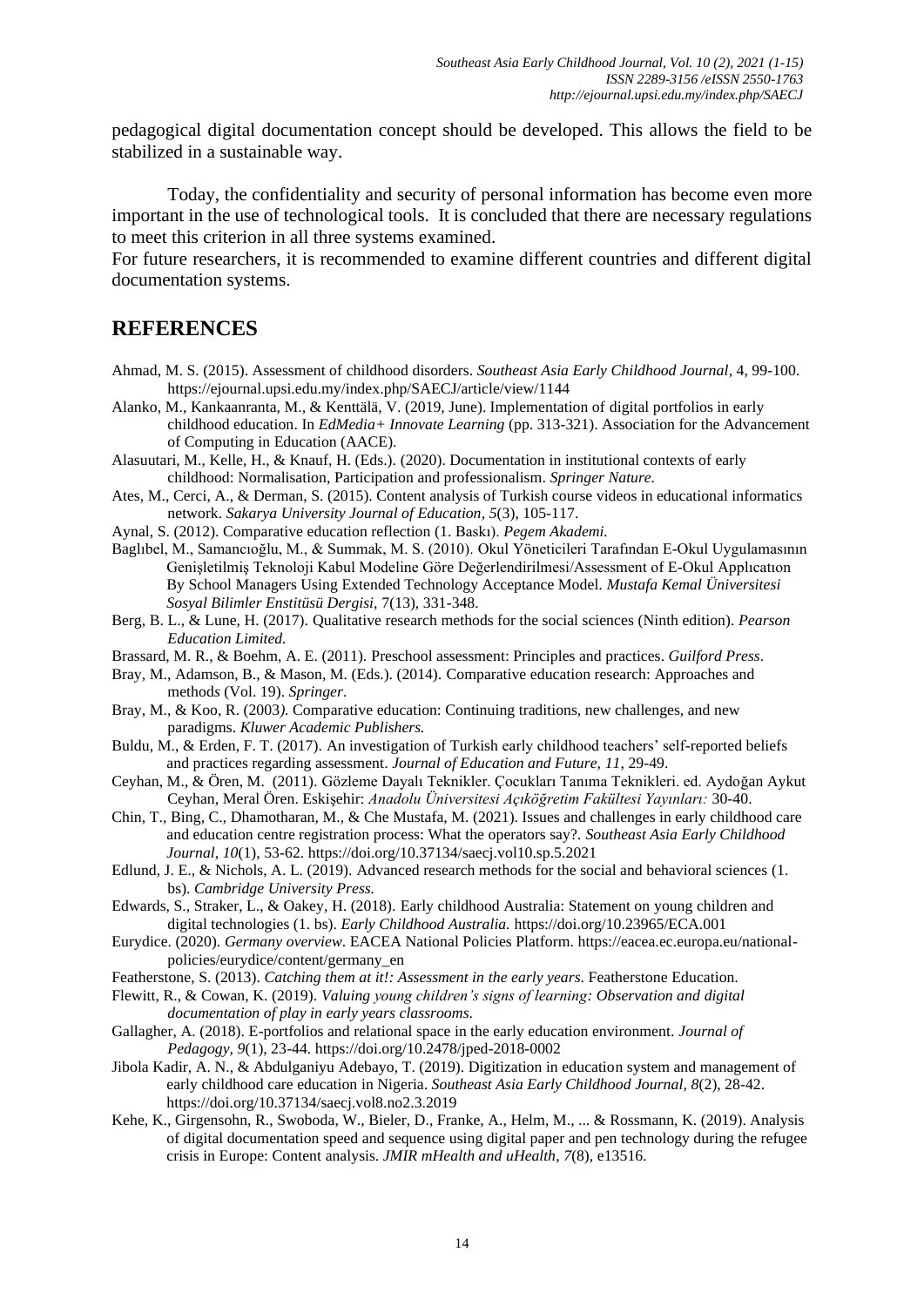pedagogical digital documentation concept should be developed. This allows the field to be stabilized in a sustainable way.

Today, the confidentiality and security of personal information has become even more important in the use of technological tools. It is concluded that there are necessary regulations to meet this criterion in all three systems examined.

For future researchers, it is recommended to examine different countries and different digital documentation systems.

## REFERENCES

Ahmad, M. S. (2015). Assessment of childhood disorders. *Southeast Asia Early Childhood Journal*, 4, 99-100. https://ejournal.upsi.edu.my/index.php/SAECJ/article/view/1144

Alanko, M., Kankaanranta, M., & Kenttälä, V. (2019, June). Implementation of digital portfolios in early childhood education. In *EdMedia+ Innovate Learning* (pp. 313-321). Association for the Advancement of Computing in Education (AACE).

Alasuutari, M., Kelle, H., & Knauf, H. (Eds.). (2020). Documentation in institutional contexts of early childhood: Normalisation, Participation and professionalism. *Springer Nature.*

Ates, M., Cerci, A., & Derman, S. (2015). Content analysis of Turkish course videos in educational informatics network. *Sakarya University Journal of Education*, *5*(3), 105-117.

Aynal, S. (2012). Comparative education reflection (1. Baskı). *Pegem Akademi.*

Baglıbel, M., Samancıoğlu, M., & Summak, M. S. (2010). Okul Yöneticileri Tarafından E-Okul Uygulamasının Genişletilmiş Teknoloji Kabul Modeline Göre Değerlendirilmesi/Assessment of E-Okul Applıcatıon By School Managers Using Extended Technology Acceptance Model. *Mustafa Kemal Üniversitesi Sosyal Bilimler Enstitüsü Dergisi,* 7(13), 331-348.

Berg, B. L., & Lune, H. (2017). Qualitative research methods for the social sciences (Ninth edition). *Pearson Education Limited.*

Brassard, M. R., & Boehm, A. E. (2011). Preschool assessment: Principles and practices. *Guilford Press*.

Bray, M., Adamson, B., & Mason, M. (Eds.). (2014). Comparative education research: Approaches and methods (Vol. 19). *Springer*.

Bray, M., & Koo, R. (2003*).* Comparative education: Continuing traditions, new challenges, and new paradigms. *Kluwer Academic Publishers.*

Buldu, M., & Erden, F. T. (2017). An investigation of Turkish early childhood teachers' self-reported beliefs and practices regarding assessment. *Journal of Education and Future, 11,* 29-49.

Ceyhan, M., & Ören, M. (2011). Gözleme Dayalı Teknikler. Çocukları Tanıma Teknikleri. ed. Aydoğan Aykut Ceyhan, Meral Ören. Eskişehir: *Anadolu Üniversitesi Açıköğretim Fakültesi Yayınları:* 30-40.

Chin, T., Bing, C., Dhamotharan, M., & Che Mustafa, M. (2021). Issues and challenges in early childhood care and education centre registration process: What the operators say?. *Southeast Asia Early Childhood Journal*, *10*(1), 53-62. https://doi.org/10.37134/saecj.vol10.sp.5.2021

Edlund, J. E., & Nichols, A. L. (2019). Advanced research methods for the social and behavioral sciences (1. bs). *Cambridge University Press.*

Edwards, S., Straker, L., & Oakey, H. (2018). Early childhood Australia: Statement on young children and digital technologies (1. bs). *Early Childhood Australia.* https://doi.org/10.23965/ECA.001

Eurydice. (2020). *Germany overview*. EACEA National Policies Platform. https://eacea.ec.europa.eu/national-policies/eurydice/content/germany_en

Featherstone, S. (2013). *Catching them at it!: Assessment in the early years*. Featherstone Education.

Flewitt, R., & Cowan, K. (2019). *Valuing young children's signs of learning: Observation and digital documentation of play in early years classrooms.*

Gallagher, A. (2018). E-portfolios and relational space in the early education environment. *Journal of Pedagogy, 9*(1), 23-44. https://doi.org/10.2478/jped-2018-0002

Jibola Kadir, A. N., & Abdulganiyu Adebayo, T. (2019). Digitization in education system and management of early childhood care education in Nigeria. *Southeast Asia Early Childhood Journal, 8*(2), 28-42. https://doi.org/10.37134/saecj.vol8.no2.3.2019

Kehe, K., Girgensohn, R., Swoboda, W., Bieler, D., Franke, A., Helm, M., ... & Rossmann, K. (2019). Analysis of digital documentation speed and sequence using digital paper and pen technology during the refugee crisis in Europe: Content analysis. *JMIR mHealth and uHealth*, *7*(8), e13516.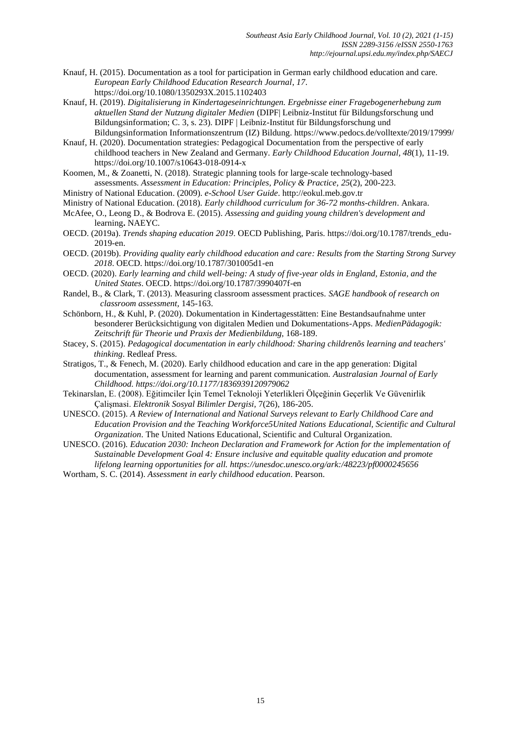Knauf, H. (2015). Documentation as a tool for participation in German early childhood education and care. *European Early Childhood Education Research Journal*, *17*. https://doi.org/10.1080/1350293X.2015.1102403

Knauf, H. (2019). *Digitalisierung in Kindertageseinrichtungen. Ergebnisse einer Fragebogenerhebung zum aktuellen Stand der Nutzung digitaler Medien* (DIPF| Leibniz-Institut für Bildungsforschung und Bildungsinformation; C. 3, s. 23). DIPF | Leibniz-Institut für Bildungsforschung und Bildungsinformation Informationszentrum (IZ) Bildung. https://www.pedocs.de/volltexte/2019/17999/

Knauf, H. (2020). Documentation strategies: Pedagogical Documentation from the perspective of early childhood teachers in New Zealand and Germany. *Early Childhood Education Journal*, *48*(1), 11-19. https://doi.org/10.1007/s10643-018-0914-x

Koomen, M., & Zoanetti, N. (2018). Strategic planning tools for large-scale technology-based assessments. *Assessment in Education: Principles, Policy & Practice*, *25*(2), 200-223.

Ministry of National Education. (2009). *e-School User Guide*. http://eokul.meb.gov.tr

Ministry of National Education. (2018). *Early childhood curriculum for 36-72 months-children*. Ankara.

McAfee, O., Leong D., & Bodrova E. (2015). *Assessing and guiding young children's development and* learning**.** NAEYC.

OECD. (2019a). *Trends shaping education 2019*. OECD Publishing, Paris. https://doi.org/10.1787/trends_edu-2019-en.

OECD. (2019b). *Providing quality early childhood education and care: Results from the Starting Strong Survey 2018*. OECD. https://doi.org/10.1787/301005d1-en

OECD. (2020). *Early learning and child well-being: A study of five-year olds in England, Estonia, and the United States*. OECD. https://doi.org/10.1787/3990407f-en

Randel, B., & Clark, T. (2013). Measuring classroom assessment practices. *SAGE handbook of research on classroom assessment*, 145-163.

Schönborn, H., & Kuhl, P. (2020). Dokumentation in Kindertagesstätten: Eine Bestandsaufnahme unter besonderer Berücksichtigung von digitalen Medien und Dokumentations-Apps. *MedienPädagogik: Zeitschrift für Theorie und Praxis der Medienbildung*, 168-189.

Stacey, S. (2015). *Pedagogical documentation in early childhood: Sharing childrenõs learning and teachers' thinking*. Redleaf Press.

Stratigos, T., & Fenech, M. (2020). Early childhood education and care in the app generation: Digital documentation, assessment for learning and parent communication. *Australasian Journal of Early Childhood. https://doi.org/10.1177/1836939120979062*

Tekinarslan, E. (2008). Eğitimciler İçin Temel Teknoloji Yeterlikleri Ölçeğinin Geçerlik Ve Güvenirlik Çalışması. *Elektronik Sosyal Bilimler Dergisi*, 7(26), 186-205.

UNESCO. (2015). *A Review of International and National Surveys relevant to Early Childhood Care and Education Provision and the Teaching Workforce5United Nations Educational, Scientific and Cultural Organization*. The United Nations Educational, Scientific and Cultural Organization.

UNESCO. (2016). *Education 2030: Incheon Declaration and Framework for Action for the implementation of Sustainable Development Goal 4: Ensure inclusive and equitable quality education and promote lifelong learning opportunities for all. https://unesdoc.unesco.org/ark:/48223/pf0000245656*

Wortham, S. C. (2014). *Assessment in early childhood education*. Pearson.